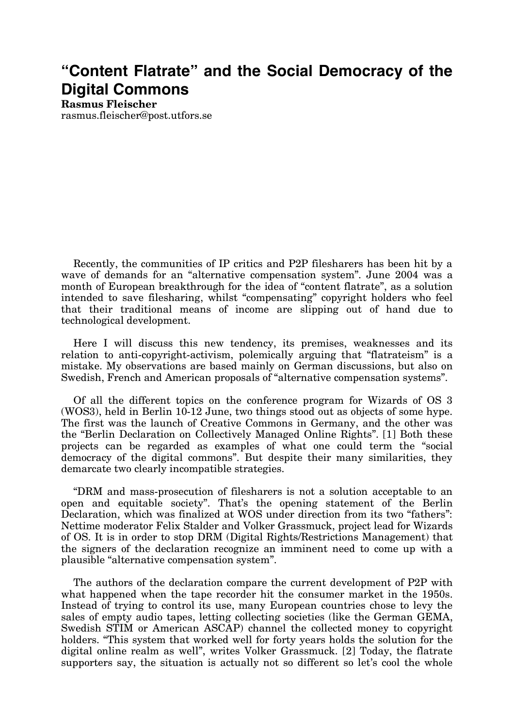# "Content Flatrate" and the Social Democracy of the Digital Commons

**Rasmus Fleischer**
rasmus.fleischer@post.utfors.se

Recently, the communities of IP critics and P2P filesharers has been hit by a wave of demands for an "alternative compensation system". June 2004 was a month of European breakthrough for the idea of "content flatrate", as a solution intended to save filesharing, whilst "compensating" copyright holders who feel that their traditional means of income are slipping out of hand due to technological development.

Here I will discuss this new tendency, its premises, weaknesses and its relation to anti-copyright-activism, polemically arguing that "flatrateism" is a mistake. My observations are based mainly on German discussions, but also on Swedish, French and American proposals of "alternative compensation systems".

Of all the different topics on the conference program for Wizards of OS 3 (WOS3), held in Berlin 10-12 June, two things stood out as objects of some hype. The first was the launch of Creative Commons in Germany, and the other was the "Berlin Declaration on Collectively Managed Online Rights". [1] Both these projects can be regarded as examples of what one could term the "social democracy of the digital commons". But despite their many similarities, they demarcate two clearly incompatible strategies.

"DRM and mass-prosecution of filesharers is not a solution acceptable to an open and equitable society". That's the opening statement of the Berlin Declaration, which was finalized at WOS under direction from its two "fathers": Nettime moderator Felix Stalder and Volker Grassmuck, project lead for Wizards of OS. It is in order to stop DRM (Digital Rights/Restrictions Management) that the signers of the declaration recognize an imminent need to come up with a plausible "alternative compensation system".

The authors of the declaration compare the current development of P2P with what happened when the tape recorder hit the consumer market in the 1950s. Instead of trying to control its use, many European countries chose to levy the sales of empty audio tapes, letting collecting societies (like the German GEMA, Swedish STIM or American ASCAP) channel the collected money to copyright holders. "This system that worked well for forty years holds the solution for the digital online realm as well", writes Volker Grassmuck. [2] Today, the flatrate supporters say, the situation is actually not so different so let's cool the whole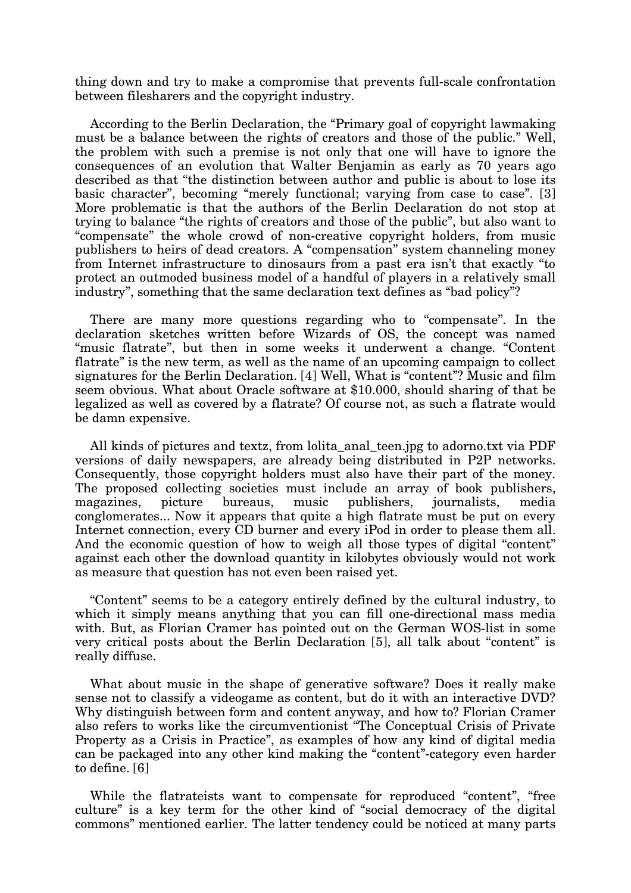thing down and try to make a compromise that prevents full-scale confrontation between filesharers and the copyright industry.

According to the Berlin Declaration, the "Primary goal of copyright lawmaking must be a balance between the rights of creators and those of the public." Well, the problem with such a premise is not only that one will have to ignore the consequences of an evolution that Walter Benjamin as early as 70 years ago described as that "the distinction between author and public is about to lose its basic character", becoming "merely functional; varying from case to case". [3] More problematic is that the authors of the Berlin Declaration do not stop at trying to balance "the rights of creators and those of the public", but also want to "compensate" the whole crowd of non-creative copyright holders, from music publishers to heirs of dead creators. A "compensation" system channeling money from Internet infrastructure to dinosaurs from a past era isn't that exactly "to protect an outmoded business model of a handful of players in a relatively small industry", something that the same declaration text defines as "bad policy"?

There are many more questions regarding who to "compensate". In the declaration sketches written before Wizards of OS, the concept was named "music flatrate", but then in some weeks it underwent a change. "Content flatrate" is the new term, as well as the name of an upcoming campaign to collect signatures for the Berlin Declaration. [4] Well, What is "content"? Music and film seem obvious. What about Oracle software at $10.000, should sharing of that be legalized as well as covered by a flatrate? Of course not, as such a flatrate would be damn expensive.

All kinds of pictures and textz, from lolita_anal_teen.jpg to adorno.txt via PDF versions of daily newspapers, are already being distributed in P2P networks. Consequently, those copyright holders must also have their part of the money. The proposed collecting societies must include an array of book publishers, magazines, picture bureaus, music publishers, journalists, media conglomerates... Now it appears that quite a high flatrate must be put on every Internet connection, every CD burner and every iPod in order to please them all. And the economic question of how to weigh all those types of digital "content" against each other the download quantity in kilobytes obviously would not work as measure that question has not even been raised yet.

"Content" seems to be a category entirely defined by the cultural industry, to which it simply means anything that you can fill one-directional mass media with. But, as Florian Cramer has pointed out on the German WOS-list in some very critical posts about the Berlin Declaration [5], all talk about "content" is really diffuse.

What about music in the shape of generative software? Does it really make sense not to classify a videogame as content, but do it with an interactive DVD? Why distinguish between form and content anyway, and how to? Florian Cramer also refers to works like the circumventionist "The Conceptual Crisis of Private Property as a Crisis in Practice", as examples of how any kind of digital media can be packaged into any other kind making the "content"-category even harder to define. [6]

While the flatrateists want to compensate for reproduced "content", "free culture" is a key term for the other kind of "social democracy of the digital commons" mentioned earlier. The latter tendency could be noticed at many parts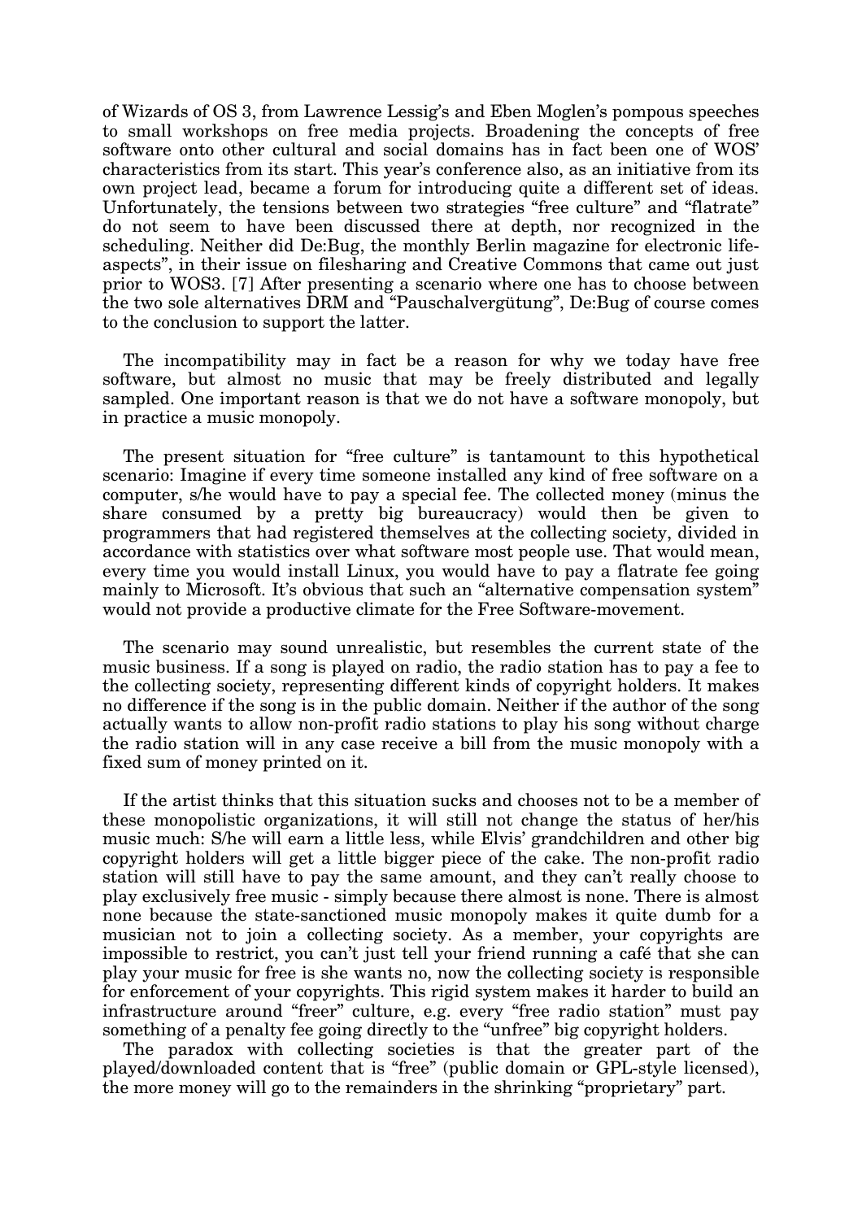of Wizards of OS 3, from Lawrence Lessig's and Eben Moglen's pompous speeches to small workshops on free media projects. Broadening the concepts of free software onto other cultural and social domains has in fact been one of WOS' characteristics from its start. This year's conference also, as an initiative from its own project lead, became a forum for introducing quite a different set of ideas. Unfortunately, the tensions between two strategies "free culture" and "flatrate" do not seem to have been discussed there at depth, nor recognized in the scheduling. Neither did De:Bug, the monthly Berlin magazine for electronic life-aspects", in their issue on filesharing and Creative Commons that came out just prior to WOS3. [7] After presenting a scenario where one has to choose between the two sole alternatives DRM and "Pauschalvergütung", De:Bug of course comes to the conclusion to support the latter.

The incompatibility may in fact be a reason for why we today have free software, but almost no music that may be freely distributed and legally sampled. One important reason is that we do not have a software monopoly, but in practice a music monopoly.

The present situation for "free culture" is tantamount to this hypothetical scenario: Imagine if every time someone installed any kind of free software on a computer, s/he would have to pay a special fee. The collected money (minus the share consumed by a pretty big bureaucracy) would then be given to programmers that had registered themselves at the collecting society, divided in accordance with statistics over what software most people use. That would mean, every time you would install Linux, you would have to pay a flatrate fee going mainly to Microsoft. It's obvious that such an "alternative compensation system" would not provide a productive climate for the Free Software-movement.

The scenario may sound unrealistic, but resembles the current state of the music business. If a song is played on radio, the radio station has to pay a fee to the collecting society, representing different kinds of copyright holders. It makes no difference if the song is in the public domain. Neither if the author of the song actually wants to allow non-profit radio stations to play his song without charge the radio station will in any case receive a bill from the music monopoly with a fixed sum of money printed on it.

If the artist thinks that this situation sucks and chooses not to be a member of these monopolistic organizations, it will still not change the status of her/his music much: S/he will earn a little less, while Elvis' grandchildren and other big copyright holders will get a little bigger piece of the cake. The non-profit radio station will still have to pay the same amount, and they can't really choose to play exclusively free music - simply because there almost is none. There is almost none because the state-sanctioned music monopoly makes it quite dumb for a musician not to join a collecting society. As a member, your copyrights are impossible to restrict, you can't just tell your friend running a café that she can play your music for free is she wants no, now the collecting society is responsible for enforcement of your copyrights. This rigid system makes it harder to build an infrastructure around "freer" culture, e.g. every "free radio station" must pay something of a penalty fee going directly to the "unfree" big copyright holders.

The paradox with collecting societies is that the greater part of the played/downloaded content that is "free" (public domain or GPL-style licensed), the more money will go to the remainders in the shrinking "proprietary" part.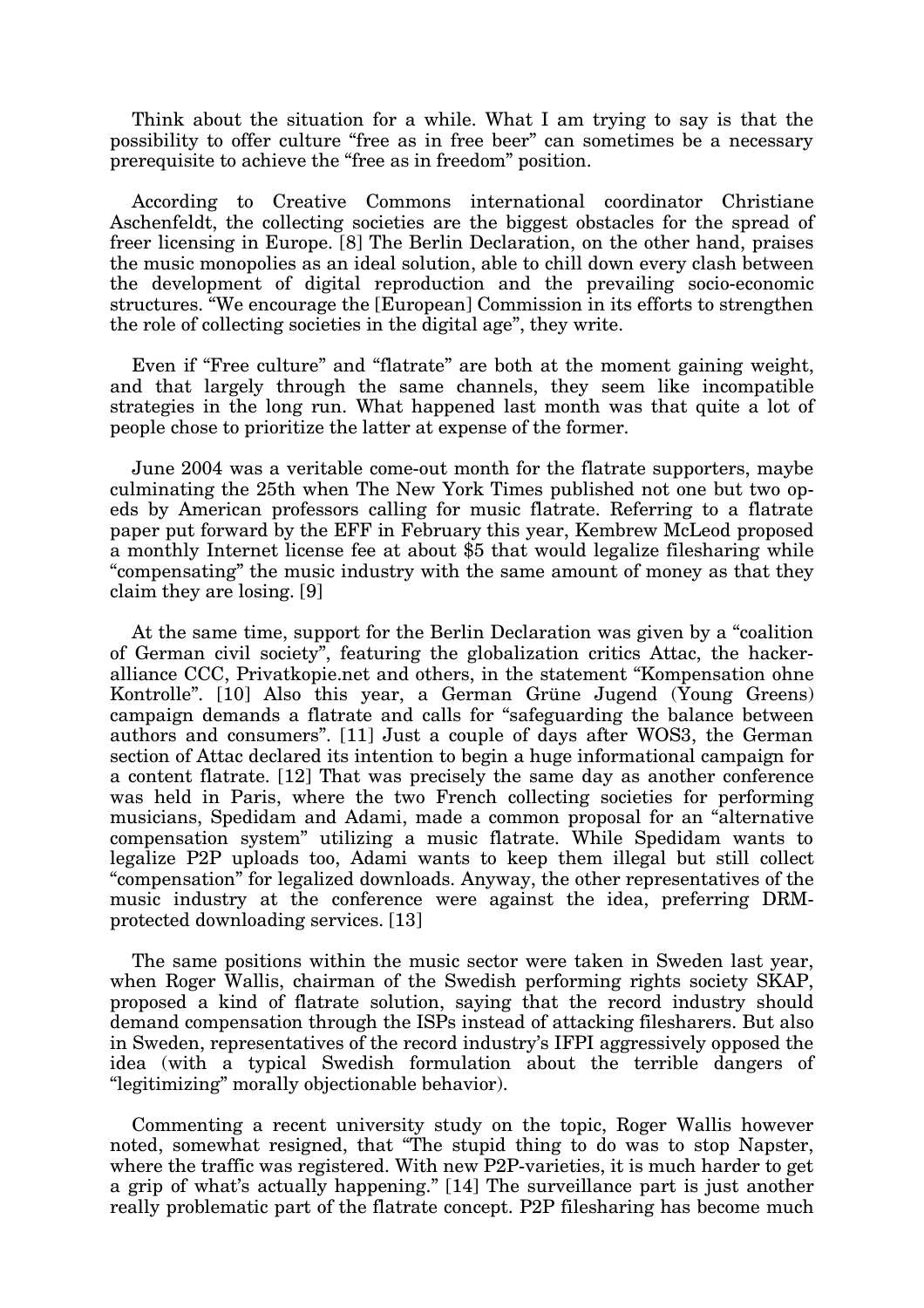Think about the situation for a while. What I am trying to say is that the possibility to offer culture "free as in free beer" can sometimes be a necessary prerequisite to achieve the "free as in freedom" position.

According to Creative Commons international coordinator Christiane Aschenfeldt, the collecting societies are the biggest obstacles for the spread of freer licensing in Europe. [8] The Berlin Declaration, on the other hand, praises the music monopolies as an ideal solution, able to chill down every clash between the development of digital reproduction and the prevailing socio-economic structures. "We encourage the [European] Commission in its efforts to strengthen the role of collecting societies in the digital age", they write.

Even if "Free culture" and "flatrate" are both at the moment gaining weight, and that largely through the same channels, they seem like incompatible strategies in the long run. What happened last month was that quite a lot of people chose to prioritize the latter at expense of the former.

June 2004 was a veritable come-out month for the flatrate supporters, maybe culminating the 25th when The New York Times published not one but two op-eds by American professors calling for music flatrate. Referring to a flatrate paper put forward by the EFF in February this year, Kembrew McLeod proposed a monthly Internet license fee at about $5 that would legalize filesharing while "compensating" the music industry with the same amount of money as that they claim they are losing. [9]

At the same time, support for the Berlin Declaration was given by a "coalition of German civil society", featuring the globalization critics Attac, the hacker-alliance CCC, Privatkopie.net and others, in the statement "Kompensation ohne Kontrolle". [10] Also this year, a German Grüne Jugend (Young Greens) campaign demands a flatrate and calls for "safeguarding the balance between authors and consumers". [11] Just a couple of days after WOS3, the German section of Attac declared its intention to begin a huge informational campaign for a content flatrate. [12] That was precisely the same day as another conference was held in Paris, where the two French collecting societies for performing musicians, Spedidam and Adami, made a common proposal for an "alternative compensation system" utilizing a music flatrate. While Spedidam wants to legalize P2P uploads too, Adami wants to keep them illegal but still collect "compensation" for legalized downloads. Anyway, the other representatives of the music industry at the conference were against the idea, preferring DRM-protected downloading services. [13]

The same positions within the music sector were taken in Sweden last year, when Roger Wallis, chairman of the Swedish performing rights society SKAP, proposed a kind of flatrate solution, saying that the record industry should demand compensation through the ISPs instead of attacking filesharers. But also in Sweden, representatives of the record industry's IFPI aggressively opposed the idea (with a typical Swedish formulation about the terrible dangers of "legitimizing" morally objectionable behavior).

Commenting a recent university study on the topic, Roger Wallis however noted, somewhat resigned, that "The stupid thing to do was to stop Napster, where the traffic was registered. With new P2P-varieties, it is much harder to get a grip of what's actually happening." [14] The surveillance part is just another really problematic part of the flatrate concept. P2P filesharing has become much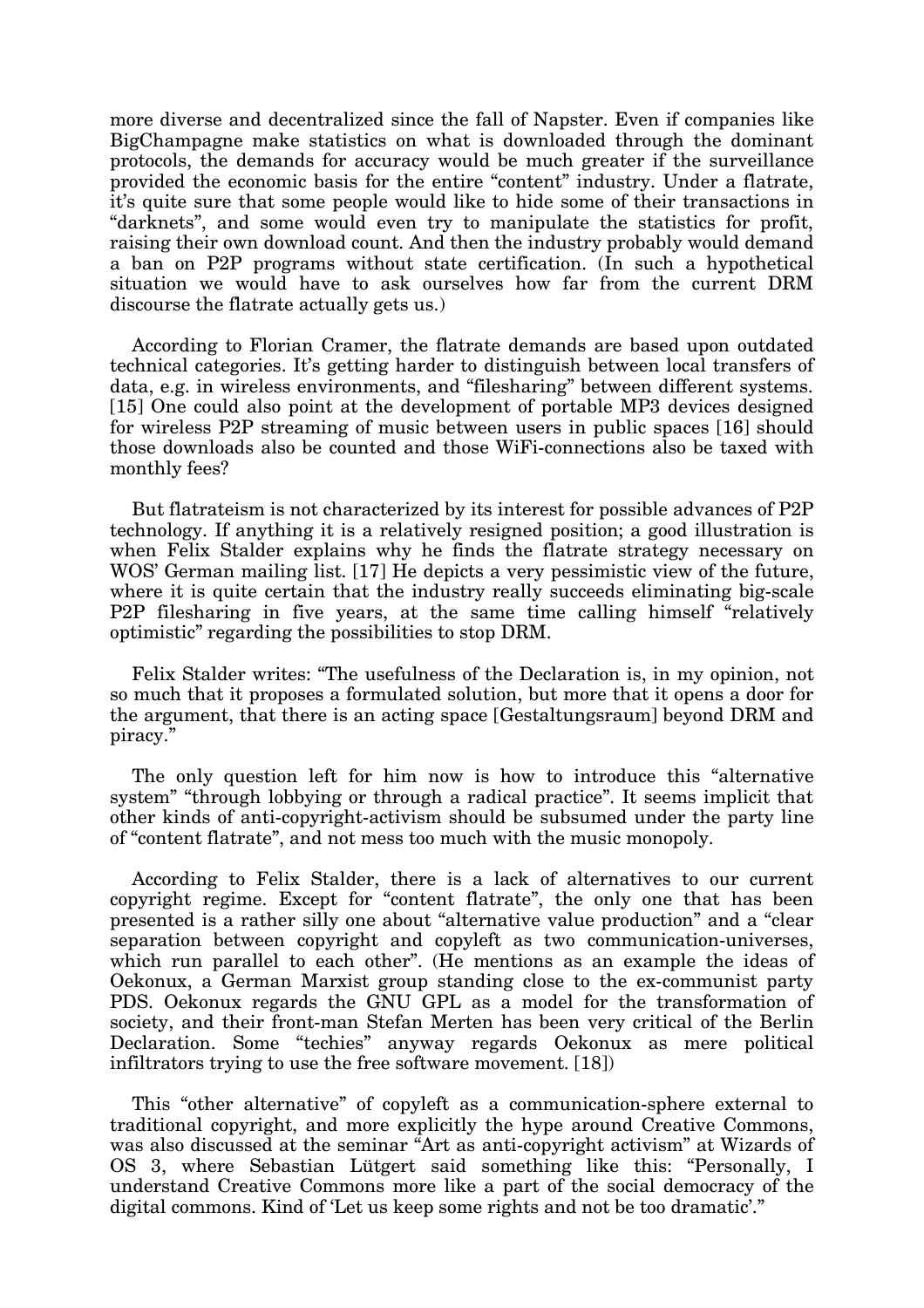more diverse and decentralized since the fall of Napster. Even if companies like BigChampagne make statistics on what is downloaded through the dominant protocols, the demands for accuracy would be much greater if the surveillance provided the economic basis for the entire "content" industry. Under a flatrate, it's quite sure that some people would like to hide some of their transactions in "darknets", and some would even try to manipulate the statistics for profit, raising their own download count. And then the industry probably would demand a ban on P2P programs without state certification. (In such a hypothetical situation we would have to ask ourselves how far from the current DRM discourse the flatrate actually gets us.)

According to Florian Cramer, the flatrate demands are based upon outdated technical categories. It's getting harder to distinguish between local transfers of data, e.g. in wireless environments, and "filesharing" between different systems. [15] One could also point at the development of portable MP3 devices designed for wireless P2P streaming of music between users in public spaces [16] should those downloads also be counted and those WiFi-connections also be taxed with monthly fees?

But flatrateism is not characterized by its interest for possible advances of P2P technology. If anything it is a relatively resigned position; a good illustration is when Felix Stalder explains why he finds the flatrate strategy necessary on WOS' German mailing list. [17] He depicts a very pessimistic view of the future, where it is quite certain that the industry really succeeds eliminating big-scale P2P filesharing in five years, at the same time calling himself "relatively optimistic" regarding the possibilities to stop DRM.

Felix Stalder writes: "The usefulness of the Declaration is, in my opinion, not so much that it proposes a formulated solution, but more that it opens a door for the argument, that there is an acting space [Gestaltungsraum] beyond DRM and piracy."

The only question left for him now is how to introduce this "alternative system" "through lobbying or through a radical practice". It seems implicit that other kinds of anti-copyright-activism should be subsumed under the party line of "content flatrate", and not mess too much with the music monopoly.

According to Felix Stalder, there is a lack of alternatives to our current copyright regime. Except for "content flatrate", the only one that has been presented is a rather silly one about "alternative value production" and a "clear separation between copyright and copyleft as two communication-universes, which run parallel to each other". (He mentions as an example the ideas of Oekonux, a German Marxist group standing close to the ex-communist party PDS. Oekonux regards the GNU GPL as a model for the transformation of society, and their front-man Stefan Merten has been very critical of the Berlin Declaration. Some "techies" anyway regards Oekonux as mere political infiltrators trying to use the free software movement. [18])

This "other alternative" of copyleft as a communication-sphere external to traditional copyright, and more explicitly the hype around Creative Commons, was also discussed at the seminar "Art as anti-copyright activism" at Wizards of OS 3, where Sebastian Lütgert said something like this: "Personally, I understand Creative Commons more like a part of the social democracy of the digital commons. Kind of 'Let us keep some rights and not be too dramatic'."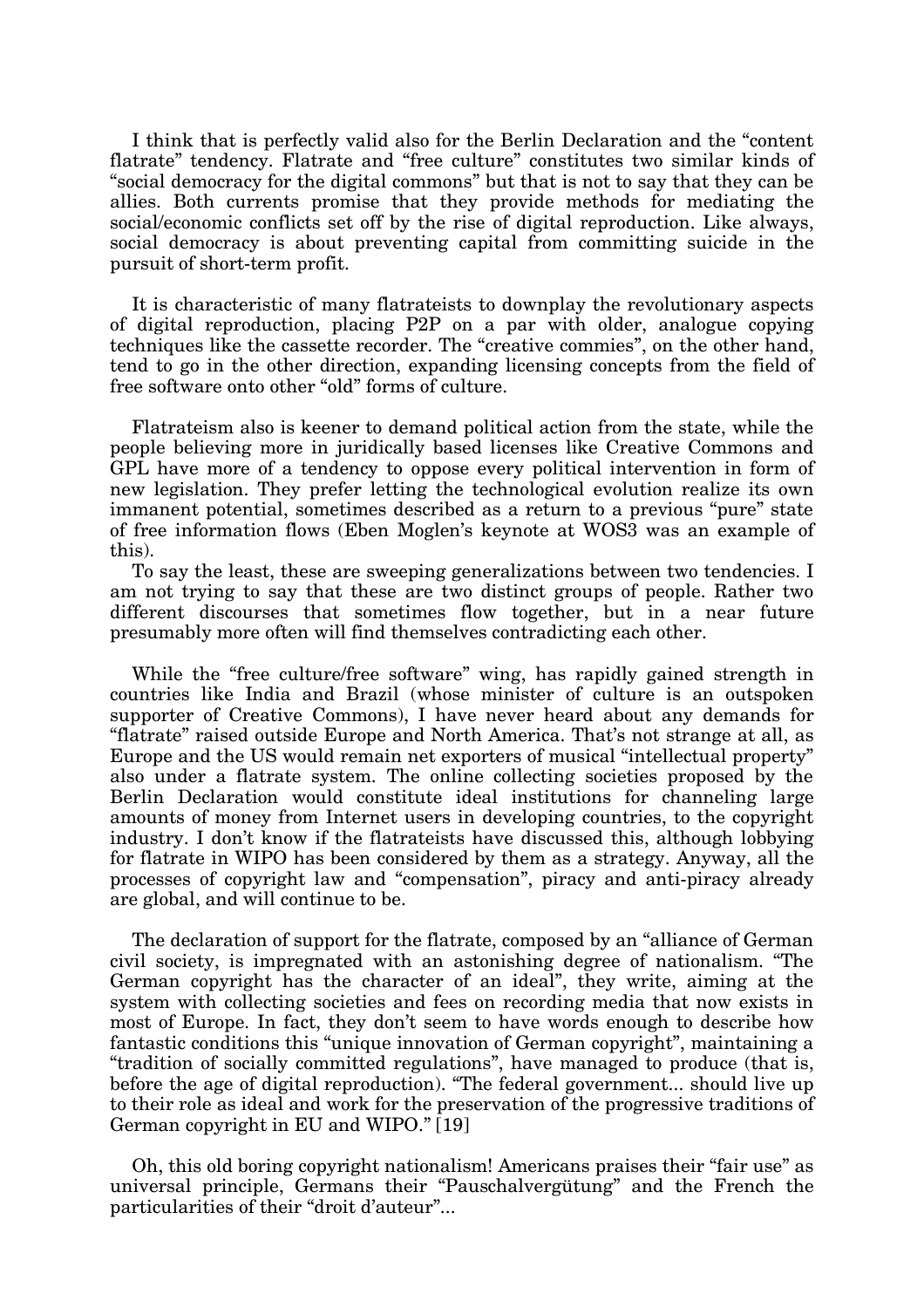I think that is perfectly valid also for the Berlin Declaration and the "content flatrate" tendency. Flatrate and "free culture" constitutes two similar kinds of "social democracy for the digital commons" but that is not to say that they can be allies. Both currents promise that they provide methods for mediating the social/economic conflicts set off by the rise of digital reproduction. Like always, social democracy is about preventing capital from committing suicide in the pursuit of short-term profit.

It is characteristic of many flatrateists to downplay the revolutionary aspects of digital reproduction, placing P2P on a par with older, analogue copying techniques like the cassette recorder. The "creative commies", on the other hand, tend to go in the other direction, expanding licensing concepts from the field of free software onto other "old" forms of culture.

Flatrateism also is keener to demand political action from the state, while the people believing more in juridically based licenses like Creative Commons and GPL have more of a tendency to oppose every political intervention in form of new legislation. They prefer letting the technological evolution realize its own immanent potential, sometimes described as a return to a previous "pure" state of free information flows (Eben Moglen's keynote at WOS3 was an example of this).

To say the least, these are sweeping generalizations between two tendencies. I am not trying to say that these are two distinct groups of people. Rather two different discourses that sometimes flow together, but in a near future presumably more often will find themselves contradicting each other.

While the "free culture/free software" wing, has rapidly gained strength in countries like India and Brazil (whose minister of culture is an outspoken supporter of Creative Commons), I have never heard about any demands for "flatrate" raised outside Europe and North America. That's not strange at all, as Europe and the US would remain net exporters of musical "intellectual property" also under a flatrate system. The online collecting societies proposed by the Berlin Declaration would constitute ideal institutions for channeling large amounts of money from Internet users in developing countries, to the copyright industry. I don't know if the flatrateists have discussed this, although lobbying for flatrate in WIPO has been considered by them as a strategy. Anyway, all the processes of copyright law and "compensation", piracy and anti-piracy already are global, and will continue to be.

The declaration of support for the flatrate, composed by an "alliance of German civil society, is impregnated with an astonishing degree of nationalism. "The German copyright has the character of an ideal", they write, aiming at the system with collecting societies and fees on recording media that now exists in most of Europe. In fact, they don't seem to have words enough to describe how fantastic conditions this "unique innovation of German copyright", maintaining a "tradition of socially committed regulations", have managed to produce (that is, before the age of digital reproduction). "The federal government... should live up to their role as ideal and work for the preservation of the progressive traditions of German copyright in EU and WIPO." [19]

Oh, this old boring copyright nationalism! Americans praises their "fair use" as universal principle, Germans their "Pauschalvergütung" and the French the particularities of their "droit d'auteur"...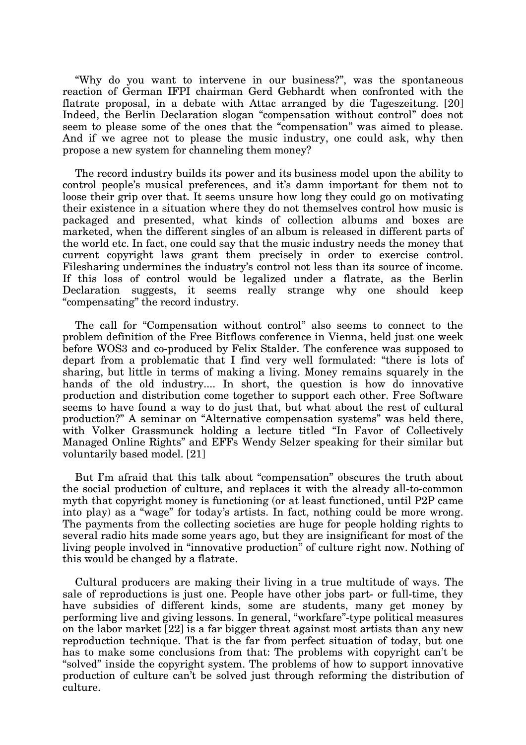"Why do you want to intervene in our business?", was the spontaneous reaction of German IFPI chairman Gerd Gebhardt when confronted with the flatrate proposal, in a debate with Attac arranged by die Tageszeitung. [20] Indeed, the Berlin Declaration slogan "compensation without control" does not seem to please some of the ones that the "compensation" was aimed to please. And if we agree not to please the music industry, one could ask, why then propose a new system for channeling them money?

The record industry builds its power and its business model upon the ability to control people's musical preferences, and it's damn important for them not to loose their grip over that. It seems unsure how long they could go on motivating their existence in a situation where they do not themselves control how music is packaged and presented, what kinds of collection albums and boxes are marketed, when the different singles of an album is released in different parts of the world etc. In fact, one could say that the music industry needs the money that current copyright laws grant them precisely in order to exercise control. Filesharing undermines the industry's control not less than its source of income. If this loss of control would be legalized under a flatrate, as the Berlin Declaration suggests, it seems really strange why one should keep "compensating" the record industry.

The call for "Compensation without control" also seems to connect to the problem definition of the Free Bitflows conference in Vienna, held just one week before WOS3 and co-produced by Felix Stalder. The conference was supposed to depart from a problematic that I find very well formulated: "there is lots of sharing, but little in terms of making a living. Money remains squarely in the hands of the old industry.... In short, the question is how do innovative production and distribution come together to support each other. Free Software seems to have found a way to do just that, but what about the rest of cultural production?" A seminar on "Alternative compensation systems" was held there, with Volker Grassmunck holding a lecture titled "In Favor of Collectively Managed Online Rights" and EFFs Wendy Selzer speaking for their similar but voluntarily based model. [21]

But I'm afraid that this talk about "compensation" obscures the truth about the social production of culture, and replaces it with the already all-to-common myth that copyright money is functioning (or at least functioned, until P2P came into play) as a "wage" for today's artists. In fact, nothing could be more wrong. The payments from the collecting societies are huge for people holding rights to several radio hits made some years ago, but they are insignificant for most of the living people involved in "innovative production" of culture right now. Nothing of this would be changed by a flatrate.

Cultural producers are making their living in a true multitude of ways. The sale of reproductions is just one. People have other jobs part- or full-time, they have subsidies of different kinds, some are students, many get money by performing live and giving lessons. In general, "workfare"-type political measures on the labor market [22] is a far bigger threat against most artists than any new reproduction technique. That is the far from perfect situation of today, but one has to make some conclusions from that: The problems with copyright can't be "solved" inside the copyright system. The problems of how to support innovative production of culture can't be solved just through reforming the distribution of culture.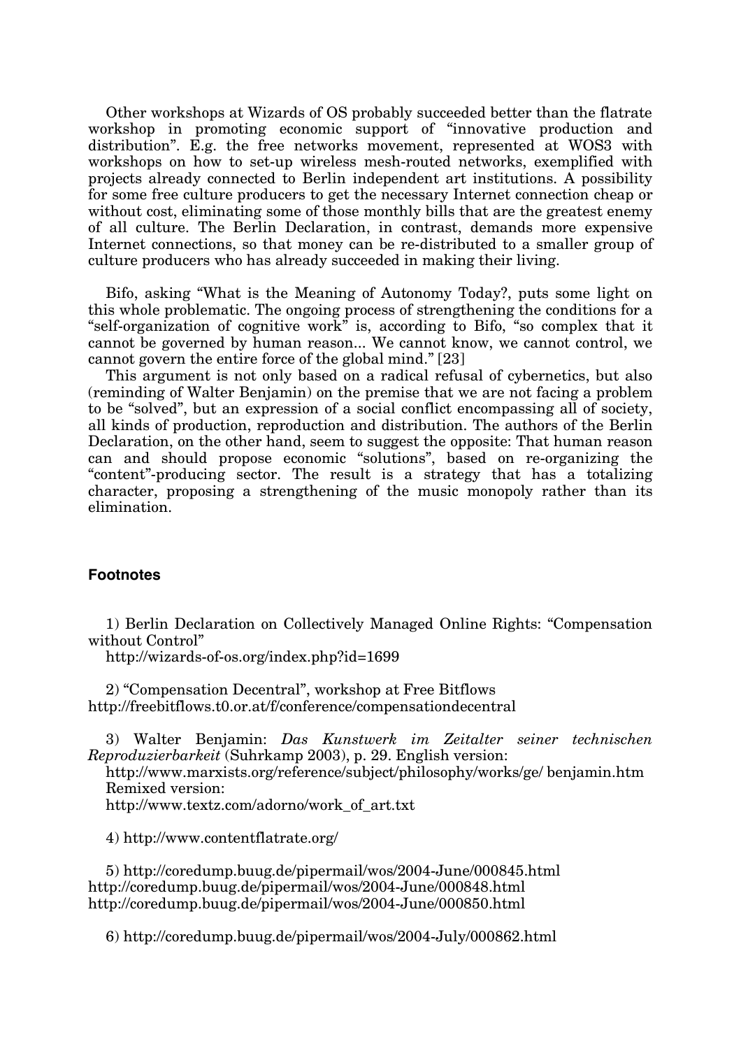Other workshops at Wizards of OS probably succeeded better than the flatrate workshop in promoting economic support of “innovative production and distribution”. E.g. the free networks movement, represented at WOS3 with workshops on how to set-up wireless mesh-routed networks, exemplified with projects already connected to Berlin independent art institutions. A possibility for some free culture producers to get the necessary Internet connection cheap or without cost, eliminating some of those monthly bills that are the greatest enemy of all culture. The Berlin Declaration, in contrast, demands more expensive Internet connections, so that money can be re-distributed to a smaller group of culture producers who has already succeeded in making their living.

Bifo, asking “What is the Meaning of Autonomy Today?, puts some light on this whole problematic. The ongoing process of strengthening the conditions for a “self-organization of cognitive work” is, according to Bifo, “so complex that it cannot be governed by human reason... We cannot know, we cannot control, we cannot govern the entire force of the global mind.” [23]

This argument is not only based on a radical refusal of cybernetics, but also (reminding of Walter Benjamin) on the premise that we are not facing a problem to be “solved”, but an expression of a social conflict encompassing all of society, all kinds of production, reproduction and distribution. The authors of the Berlin Declaration, on the other hand, seem to suggest the opposite: That human reason can and should propose economic “solutions”, based on re-organizing the “content”-producing sector. The result is a strategy that has a totalizing character, proposing a strengthening of the music monopoly rather than its elimination.

## Footnotes

1) Berlin Declaration on Collectively Managed Online Rights: “Compensation without Control”
http://wizards-of-os.org/index.php?id=1699

2) “Compensation Decentral”, workshop at Free Bitflows
http://freebitflows.t0.or.at/f/conference/compensationdecentral

3) Walter Benjamin: *Das Kunstwerk im Zeitalter seiner technischen Reproduzierbarkeit* (Suhrkamp 2003), p. 29. English version:
http://www.marxists.org/reference/subject/philosophy/works/ge/ benjamin.htm
Remixed version:
http://www.textz.com/adorno/work_of_art.txt

4) http://www.contentflatrate.org/

5) http://coredump.buug.de/pipermail/wos/2004-June/000845.html
http://coredump.buug.de/pipermail/wos/2004-June/000848.html
http://coredump.buug.de/pipermail/wos/2004-June/000850.html

6) http://coredump.buug.de/pipermail/wos/2004-July/000862.html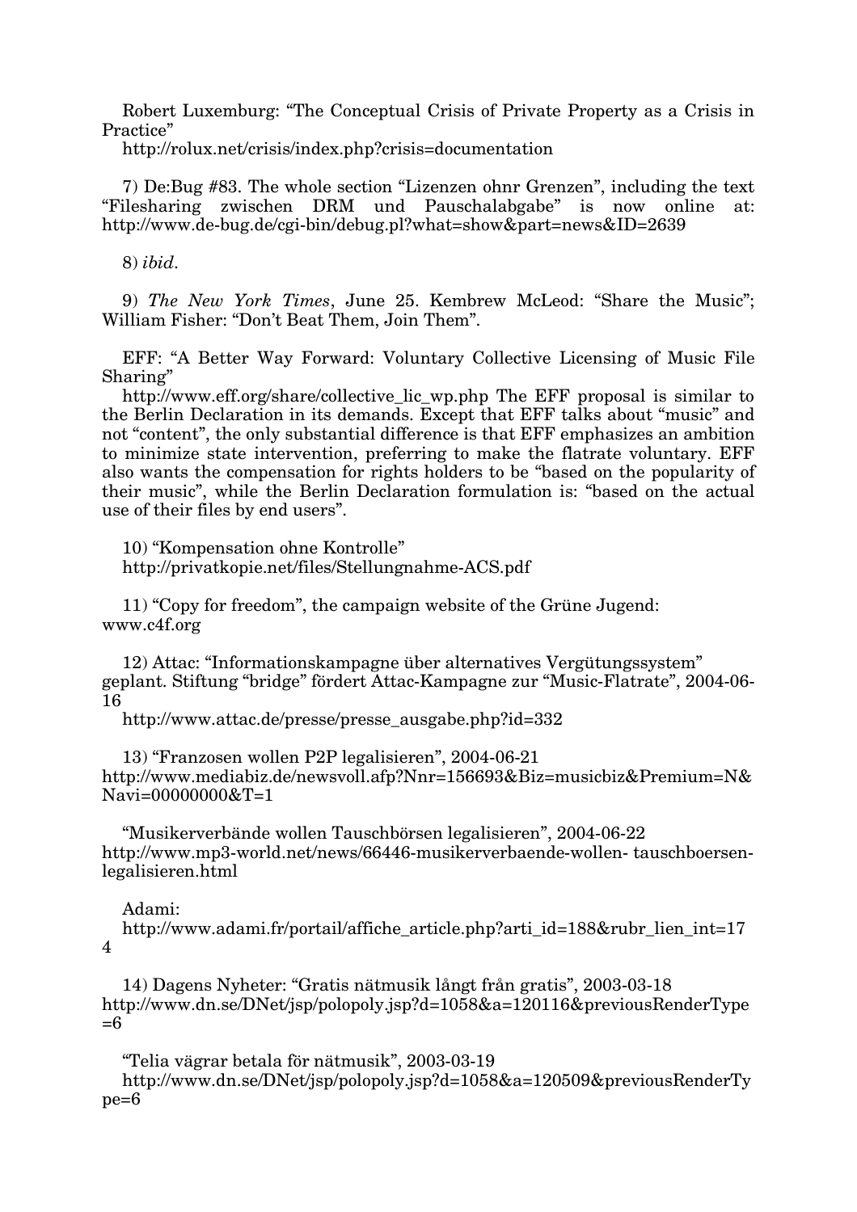Robert Luxemburg: "The Conceptual Crisis of Private Property as a Crisis in Practice"
http://rolux.net/crisis/index.php?crisis=documentation

7) De:Bug #83. The whole section "Lizenzen ohnr Grenzen", including the text "Filesharing zwischen DRM und Pauschalabgabe" is now online at: http://www.de-bug.de/cgi-bin/debug.pl?what=show&part=news&ID=2639

8) *ibid*.

9) *The New York Times*, June 25. Kembrew McLeod: "Share the Music"; William Fisher: "Don't Beat Them, Join Them".

EFF: "A Better Way Forward: Voluntary Collective Licensing of Music File Sharing"
http://www.eff.org/share/collective_lic_wp.php The EFF proposal is similar to the Berlin Declaration in its demands. Except that EFF talks about "music" and not "content", the only substantial difference is that EFF emphasizes an ambition to minimize state intervention, preferring to make the flatrate voluntary. EFF also wants the compensation for rights holders to be "based on the popularity of their music", while the Berlin Declaration formulation is: "based on the actual use of their files by end users".

10) "Kompensation ohne Kontrolle"
http://privatkopie.net/files/Stellungnahme-ACS.pdf

11) "Copy for freedom", the campaign website of the Grüne Jugend: www.c4f.org

12) Attac: "Informationskampagne über alternatives Vergütungssystem" geplant. Stiftung "bridge" fördert Attac-Kampagne zur "Music-Flatrate", 2004-06-16
http://www.attac.de/presse/presse_ausgabe.php?id=332

13) "Franzosen wollen P2P legalisieren", 2004-06-21
http://www.mediabiz.de/newsvoll.afp?Nnr=156693&Biz=musicbiz&Premium=N&Navi=00000000&T=1

"Musikerverbände wollen Tauschbörsen legalisieren", 2004-06-22
http://www.mp3-world.net/news/66446-musikerverbaende-wollen- tauschboersen-legalisieren.html

Adami:
http://www.adami.fr/portail/affiche_article.php?arti_id=188&rubr_lien_int=174

14) Dagens Nyheter: "Gratis nätmusik långt från gratis", 2003-03-18
http://www.dn.se/DNet/jsp/polopoly.jsp?d=1058&a=120116&previousRenderType=6

"Telia vägrar betala för nätmusik", 2003-03-19
http://www.dn.se/DNet/jsp/polopoly.jsp?d=1058&a=120509&previousRenderType=6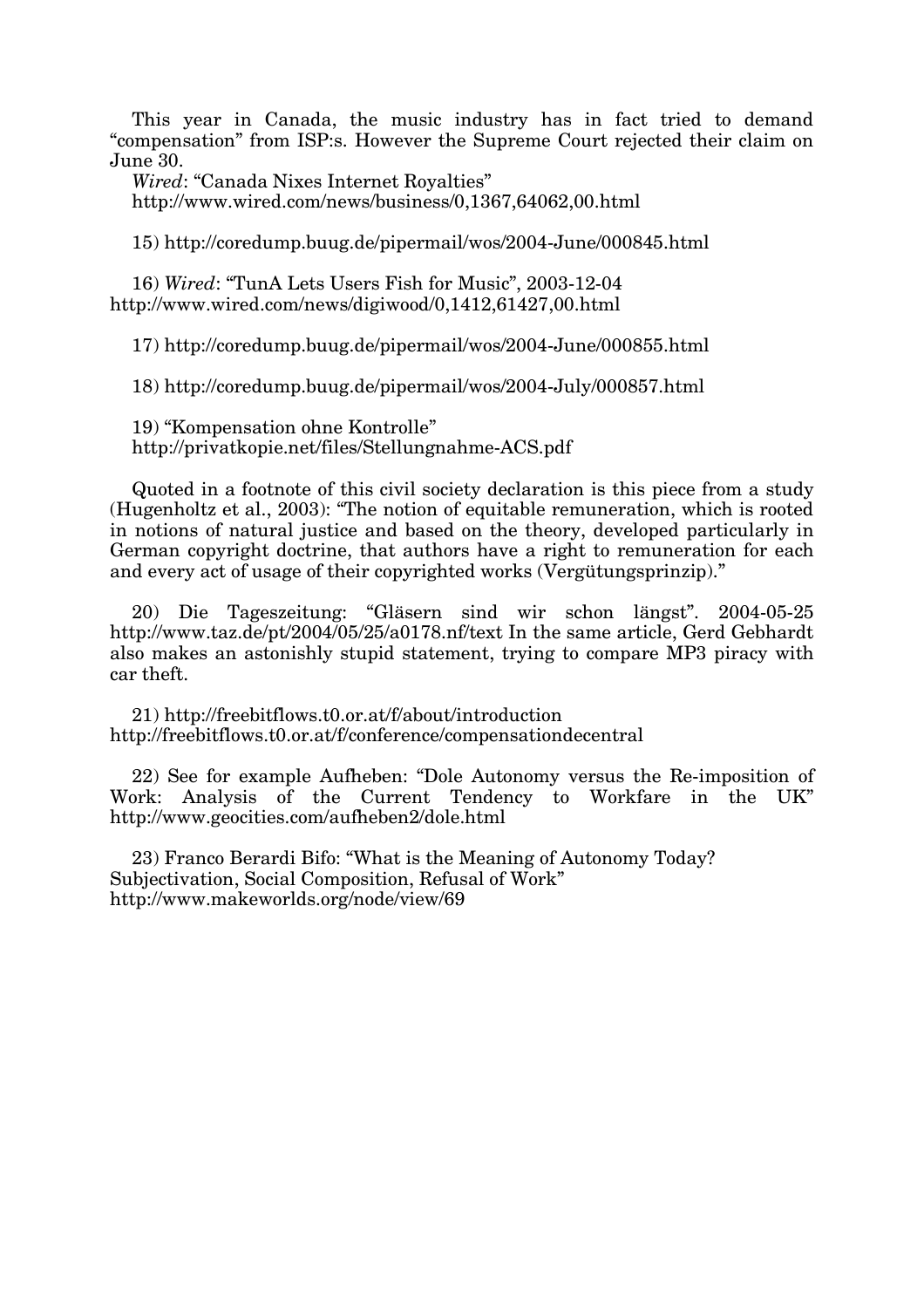This year in Canada, the music industry has in fact tried to demand "compensation" from ISP:s. However the Supreme Court rejected their claim on June 30.

*Wired*: "Canada Nixes Internet Royalties"
http://www.wired.com/news/business/0,1367,64062,00.html

15) http://coredump.buug.de/pipermail/wos/2004-June/000845.html

16) *Wired*: "TunA Lets Users Fish for Music", 2003-12-04
http://www.wired.com/news/digiwood/0,1412,61427,00.html

17) http://coredump.buug.de/pipermail/wos/2004-June/000855.html

18) http://coredump.buug.de/pipermail/wos/2004-July/000857.html

19) "Kompensation ohne Kontrolle"
http://privatkopie.net/files/Stellungnahme-ACS.pdf

Quoted in a footnote of this civil society declaration is this piece from a study (Hugenholtz et al., 2003): "The notion of equitable remuneration, which is rooted in notions of natural justice and based on the theory, developed particularly in German copyright doctrine, that authors have a right to remuneration for each and every act of usage of their copyrighted works (Vergütungsprinzip)."

20) Die Tageszeitung: "Gläsern sind wir schon längst". 2004-05-25 http://www.taz.de/pt/2004/05/25/a0178.nf/text In the same article, Gerd Gebhardt also makes an astonishly stupid statement, trying to compare MP3 piracy with car theft.

21) http://freebitflows.t0.or.at/f/about/introduction
http://freebitflows.t0.or.at/f/conference/compensationdecentral

22) See for example Aufheben: "Dole Autonomy versus the Re-imposition of Work: Analysis of the Current Tendency to Workfare in the UK" http://www.geocities.com/aufheben2/dole.html

23) Franco Berardi Bifo: "What is the Meaning of Autonomy Today? Subjectivation, Social Composition, Refusal of Work"
http://www.makeworlds.org/node/view/69